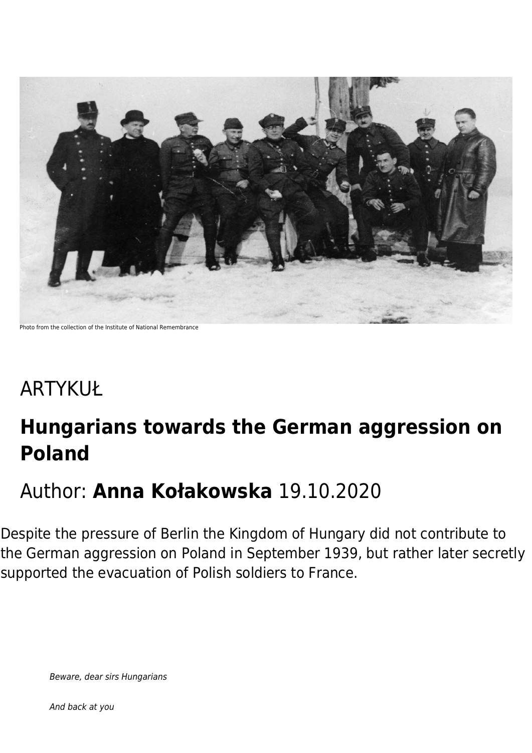Photo from the collection of the Institute of National Remembrance

ARTYKUŁ

# Hungarians towards the German aggression on Poland

## Author: **Anna Kołakowska** 19.10.2020

Despite the pressure of Berlin the Kingdom of Hungary did not contribute to the German aggression on Poland in September 1939, but rather later secretly supported the evacuation of Polish soldiers to France.

*Beware, dear sirs Hungarians*

*And back at you*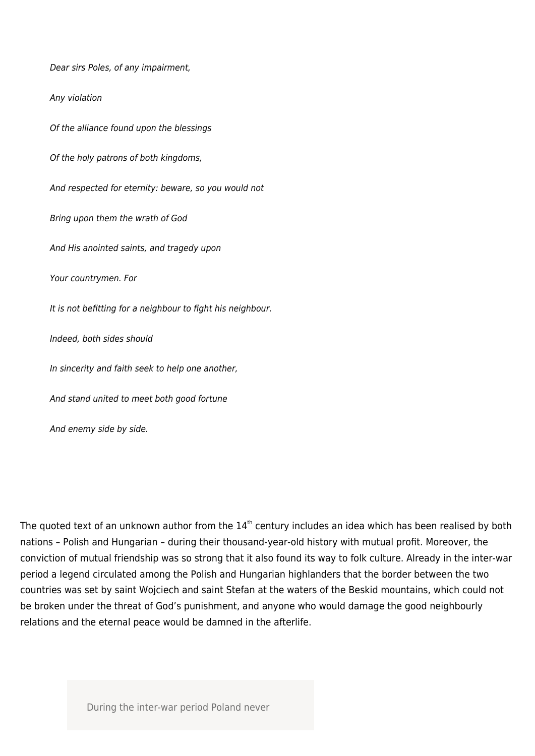*Dear sirs Poles, of any impairment,*

*Any violation*

*Of the alliance found upon the blessings*

*Of the holy patrons of both kingdoms,*

*And respected for eternity: beware, so you would not*

*Bring upon them the wrath of God*

*And His anointed saints, and tragedy upon*

*Your countrymen. For*

*It is not befitting for a neighbour to fight his neighbour.*

*Indeed, both sides should*

*In sincerity and faith seek to help one another,*

*And stand united to meet both good fortune*

*And enemy side by side.*

The quoted text of an unknown author from the 14th century includes an idea which has been realised by both nations – Polish and Hungarian – during their thousand-year-old history with mutual profit. Moreover, the conviction of mutual friendship was so strong that it also found its way to folk culture. Already in the inter-war period a legend circulated among the Polish and Hungarian highlanders that the border between the two countries was set by saint Wojciech and saint Stefan at the waters of the Beskid mountains, which could not be broken under the threat of God's punishment, and anyone who would damage the good neighbourly relations and the eternal peace would be damned in the afterlife.

> During the inter-war period Poland never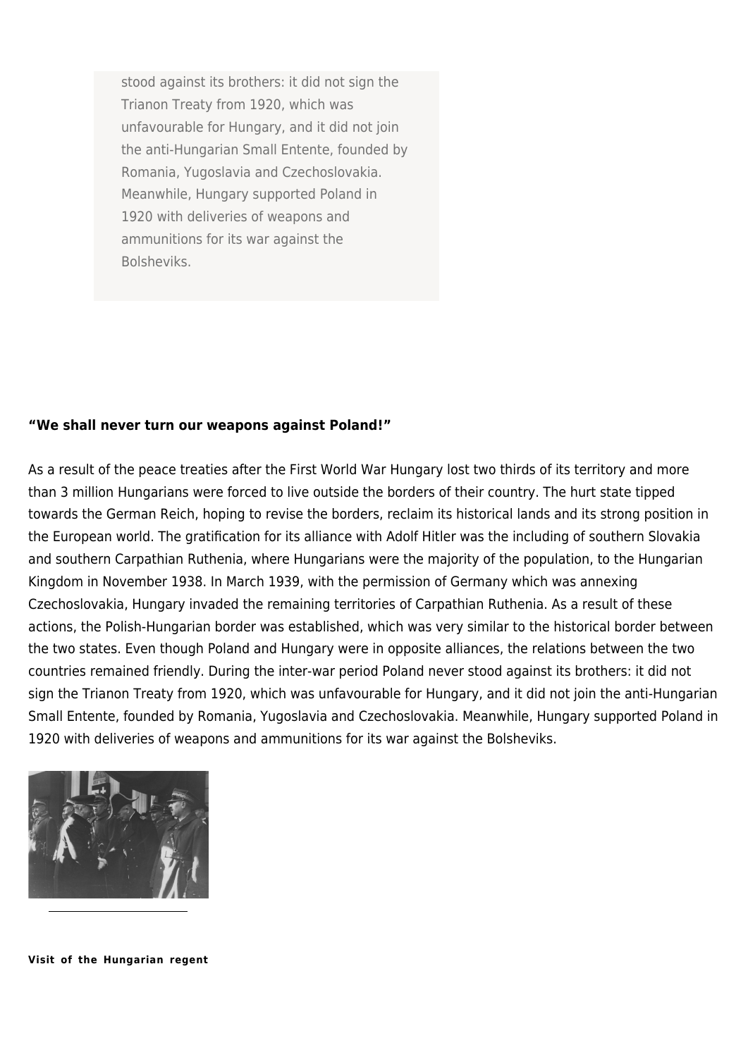stood against its brothers: it did not sign the Trianon Treaty from 1920, which was unfavourable for Hungary, and it did not join the anti-Hungarian Small Entente, founded by Romania, Yugoslavia and Czechoslovakia. Meanwhile, Hungary supported Poland in 1920 with deliveries of weapons and ammunitions for its war against the Bolsheviks.

**"We shall never turn our weapons against Poland!"**

As a result of the peace treaties after the First World War Hungary lost two thirds of its territory and more than 3 million Hungarians were forced to live outside the borders of their country. The hurt state tipped towards the German Reich, hoping to revise the borders, reclaim its historical lands and its strong position in the European world. The gratification for its alliance with Adolf Hitler was the including of southern Slovakia and southern Carpathian Ruthenia, where Hungarians were the majority of the population, to the Hungarian Kingdom in November 1938. In March 1939, with the permission of Germany which was annexing Czechoslovakia, Hungary invaded the remaining territories of Carpathian Ruthenia. As a result of these actions, the Polish-Hungarian border was established, which was very similar to the historical border between the two states. Even though Poland and Hungary were in opposite alliances, the relations between the two countries remained friendly. During the inter-war period Poland never stood against its brothers: it did not sign the Trianon Treaty from 1920, which was unfavourable for Hungary, and it did not join the anti-Hungarian Small Entente, founded by Romania, Yugoslavia and Czechoslovakia. Meanwhile, Hungary supported Poland in 1920 with deliveries of weapons and ammunitions for its war against the Bolsheviks.

**Visit of the Hungarian regent**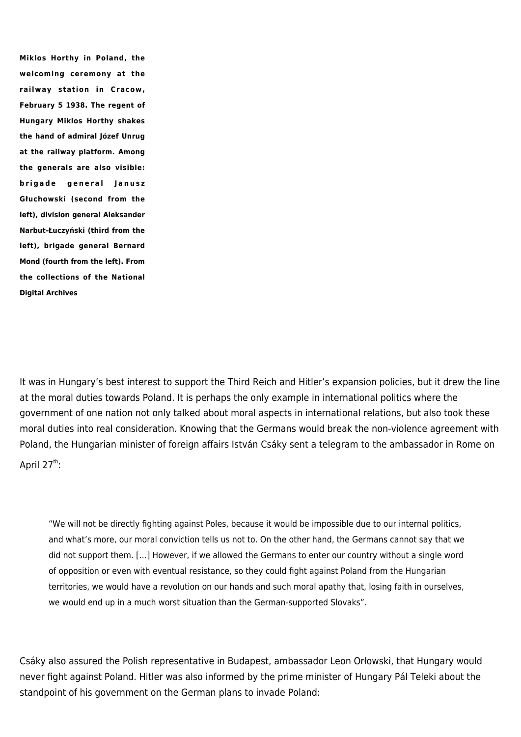**Miklos Horthy in Poland, the welcoming ceremony at the railway station in Cracow, February 5 1938. The regent of Hungary Miklos Horthy shakes the hand of admiral Józef Unrug at the railway platform. Among the generals are also visible: brigade general Janusz Głuchowski (second from the left), division general Aleksander Narbut-Łuczyński (third from the left), brigade general Bernard Mond (fourth from the left). From the collections of the National Digital Archives**

It was in Hungary's best interest to support the Third Reich and Hitler's expansion policies, but it drew the line at the moral duties towards Poland. It is perhaps the only example in international politics where the government of one nation not only talked about moral aspects in international relations, but also took these moral duties into real consideration. Knowing that the Germans would break the non-violence agreement with Poland, the Hungarian minister of foreign affairs István Csáky sent a telegram to the ambassador in Rome on April 27th:

> "We will not be directly fighting against Poles, because it would be impossible due to our internal politics, and what's more, our moral conviction tells us not to. On the other hand, the Germans cannot say that we did not support them. […] However, if we allowed the Germans to enter our country without a single word of opposition or even with eventual resistance, so they could fight against Poland from the Hungarian territories, we would have a revolution on our hands and such moral apathy that, losing faith in ourselves, we would end up in a much worst situation than the German-supported Slovaks".

Csáky also assured the Polish representative in Budapest, ambassador Leon Orłowski, that Hungary would never fight against Poland. Hitler was also informed by the prime minister of Hungary Pál Teleki about the standpoint of his government on the German plans to invade Poland: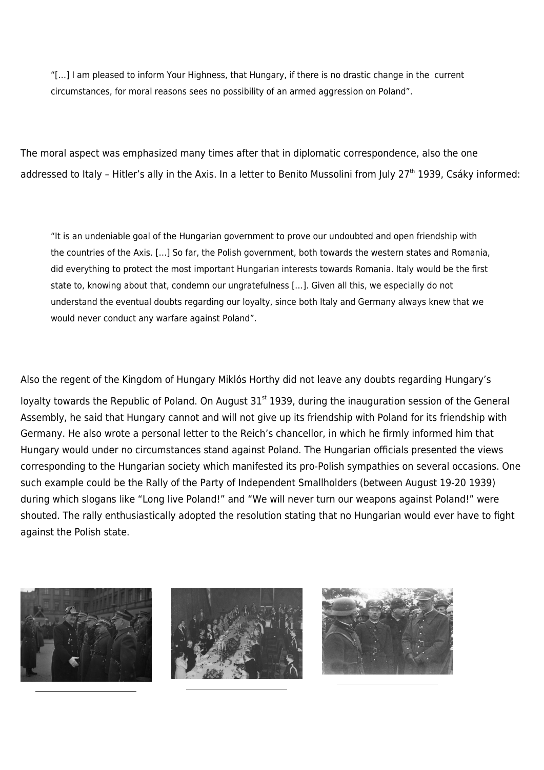> "[…] I am pleased to inform Your Highness, that Hungary, if there is no drastic change in the current circumstances, for moral reasons sees no possibility of an armed aggression on Poland".

The moral aspect was emphasized many times after that in diplomatic correspondence, also the one addressed to Italy – Hitler's ally in the Axis. In a letter to Benito Mussolini from July 27th 1939, Csáky informed:

> "It is an undeniable goal of the Hungarian government to prove our undoubted and open friendship with the countries of the Axis. […] So far, the Polish government, both towards the western states and Romania, did everything to protect the most important Hungarian interests towards Romania. Italy would be the first state to, knowing about that, condemn our ungratefulness […]. Given all this, we especially do not understand the eventual doubts regarding our loyalty, since both Italy and Germany always knew that we would never conduct any warfare against Poland".

Also the regent of the Kingdom of Hungary Miklós Horthy did not leave any doubts regarding Hungary's loyalty towards the Republic of Poland. On August 31st 1939, during the inauguration session of the General Assembly, he said that Hungary cannot and will not give up its friendship with Poland for its friendship with Germany. He also wrote a personal letter to the Reich's chancellor, in which he firmly informed him that Hungary would under no circumstances stand against Poland. The Hungarian officials presented the views corresponding to the Hungarian society which manifested its pro-Polish sympathies on several occasions. One such example could be the Rally of the Party of Independent Smallholders (between August 19-20 1939) during which slogans like "Long live Poland!" and "We will never turn our weapons against Poland!" were shouted. The rally enthusiastically adopted the resolution stating that no Hungarian would ever have to fight against the Polish state.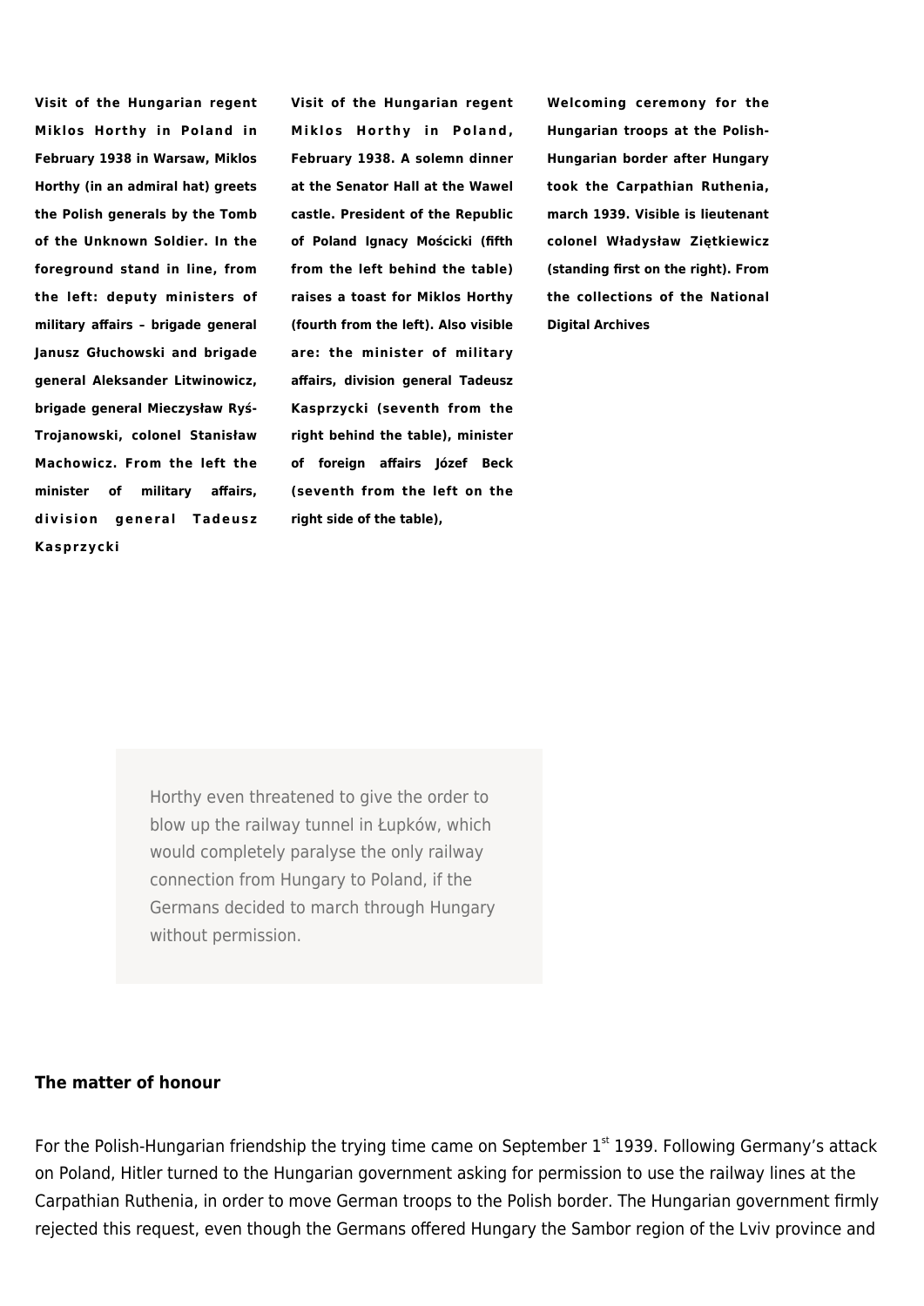**Visit of the Hungarian regent Miklos Horthy in Poland in February 1938 in Warsaw, Miklos Horthy (in an admiral hat) greets the Polish generals by the Tomb of the Unknown Soldier. In the foreground stand in line, from the left: deputy ministers of military affairs – brigade general Janusz Głuchowski and brigade general Aleksander Litwinowicz, brigade general Mieczysław Ryś-Trojanowski, colonel Stanisław Machowicz. From the left the minister of military affairs, division general Tadeusz Kasprzycki**

**Visit of the Hungarian regent Miklos Horthy in Poland, February 1938. A solemn dinner at the Senator Hall at the Wawel castle. President of the Republic of Poland Ignacy Mościcki (fifth from the left behind the table) raises a toast for Miklos Horthy (fourth from the left). Also visible are: the minister of military affairs, division general Tadeusz Kasprzycki (seventh from the right behind the table), minister of foreign affairs Józef Beck (seventh from the left on the right side of the table),**

**Welcoming ceremony for the Hungarian troops at the Polish-Hungarian border after Hungary took the Carpathian Ruthenia, march 1939. Visible is lieutenant colonel Władysław Ziętkiewicz (standing first on the right). From the collections of the National Digital Archives**

> Horthy even threatened to give the order to blow up the railway tunnel in Łupków, which would completely paralyse the only railway connection from Hungary to Poland, if the Germans decided to march through Hungary without permission.

## The matter of honour

For the Polish-Hungarian friendship the trying time came on September 1st 1939. Following Germany's attack on Poland, Hitler turned to the Hungarian government asking for permission to use the railway lines at the Carpathian Ruthenia, in order to move German troops to the Polish border. The Hungarian government firmly rejected this request, even though the Germans offered Hungary the Sambor region of the Lviv province and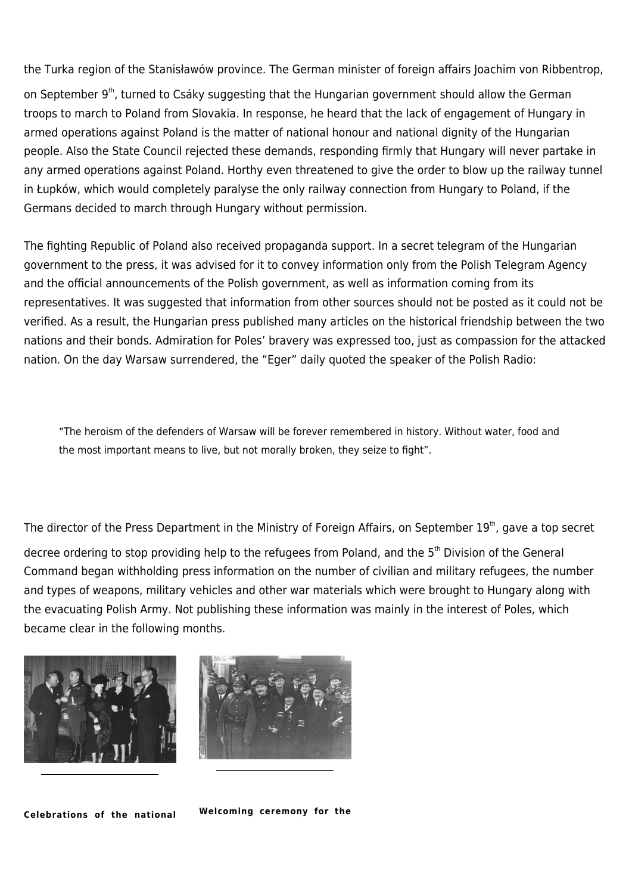the Turka region of the Stanisławów province. The German minister of foreign affairs Joachim von Ribbentrop, on September 9th, turned to Csáky suggesting that the Hungarian government should allow the German troops to march to Poland from Slovakia. In response, he heard that the lack of engagement of Hungary in armed operations against Poland is the matter of national honour and national dignity of the Hungarian people. Also the State Council rejected these demands, responding firmly that Hungary will never partake in any armed operations against Poland. Horthy even threatened to give the order to blow up the railway tunnel in Łupków, which would completely paralyse the only railway connection from Hungary to Poland, if the Germans decided to march through Hungary without permission.

The fighting Republic of Poland also received propaganda support. In a secret telegram of the Hungarian government to the press, it was advised for it to convey information only from the Polish Telegram Agency and the official announcements of the Polish government, as well as information coming from its representatives. It was suggested that information from other sources should not be posted as it could not be verified. As a result, the Hungarian press published many articles on the historical friendship between the two nations and their bonds. Admiration for Poles' bravery was expressed too, just as compassion for the attacked nation. On the day Warsaw surrendered, the "Eger" daily quoted the speaker of the Polish Radio:

> "The heroism of the defenders of Warsaw will be forever remembered in history. Without water, food and the most important means to live, but not morally broken, they seize to fight".

The director of the Press Department in the Ministry of Foreign Affairs, on September 19th, gave a top secret decree ordering to stop providing help to the refugees from Poland, and the 5th Division of the General Command began withholding press information on the number of civilian and military refugees, the number and types of weapons, military vehicles and other war materials which were brought to Hungary along with the evacuating Polish Army. Not publishing these information was mainly in the interest of Poles, which became clear in the following months.

**Celebrations of the national**

**Welcoming ceremony for the**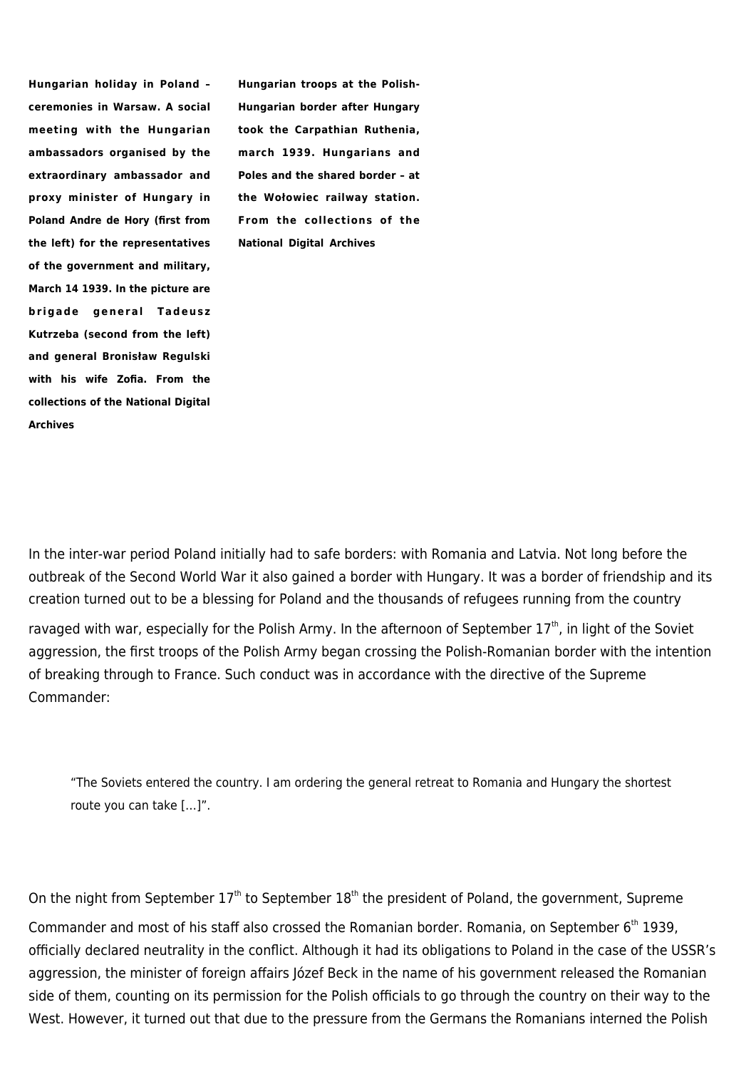**Hungarian holiday in Poland – ceremonies in Warsaw. A social meeting with the Hungarian ambassadors organised by the extraordinary ambassador and proxy minister of Hungary in Poland Andre de Hory (first from the left) for the representatives of the government and military, March 14 1939. In the picture are brigade general Tadeusz Kutrzeba (second from the left) and general Bronisław Regulski with his wife Zofia. From the collections of the National Digital Archives**

**Hungarian troops at the Polish-Hungarian border after Hungary took the Carpathian Ruthenia, march 1939. Hungarians and Poles and the shared border – at the Wołowiec railway station. From the collections of the National Digital Archives**

In the inter-war period Poland initially had to safe borders: with Romania and Latvia. Not long before the outbreak of the Second World War it also gained a border with Hungary. It was a border of friendship and its creation turned out to be a blessing for Poland and the thousands of refugees running from the country ravaged with war, especially for the Polish Army. In the afternoon of September 17th, in light of the Soviet aggression, the first troops of the Polish Army began crossing the Polish-Romanian border with the intention of breaking through to France. Such conduct was in accordance with the directive of the Supreme Commander:

> "The Soviets entered the country. I am ordering the general retreat to Romania and Hungary the shortest route you can take […]".

On the night from September 17th to September 18th the president of Poland, the government, Supreme Commander and most of his staff also crossed the Romanian border. Romania, on September 6th 1939, officially declared neutrality in the conflict. Although it had its obligations to Poland in the case of the USSR's aggression, the minister of foreign affairs Józef Beck in the name of his government released the Romanian side of them, counting on its permission for the Polish officials to go through the country on their way to the West. However, it turned out that due to the pressure from the Germans the Romanians interned the Polish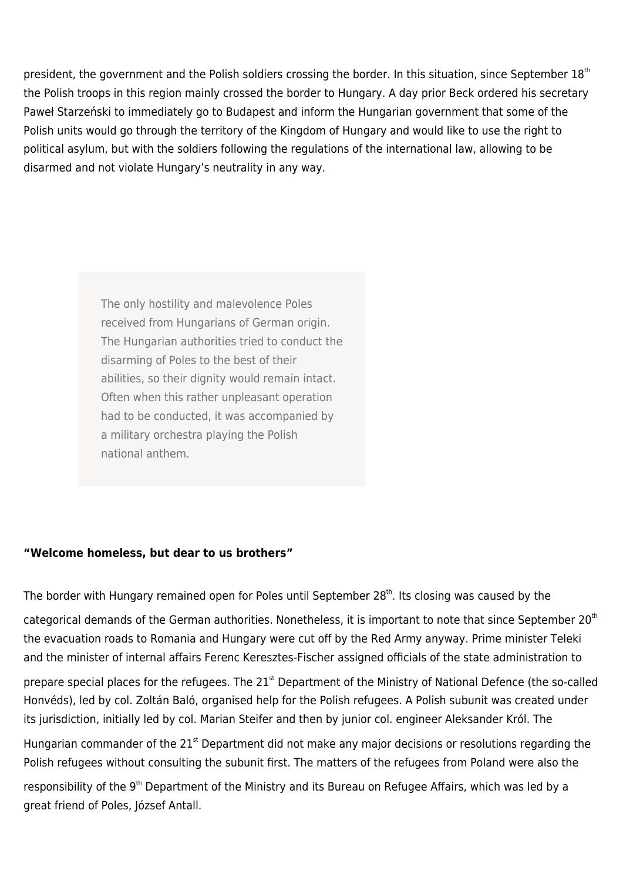president, the government and the Polish soldiers crossing the border. In this situation, since September 18th the Polish troops in this region mainly crossed the border to Hungary. A day prior Beck ordered his secretary Paweł Starzeński to immediately go to Budapest and inform the Hungarian government that some of the Polish units would go through the territory of the Kingdom of Hungary and would like to use the right to political asylum, but with the soldiers following the regulations of the international law, allowing to be disarmed and not violate Hungary's neutrality in any way.

> The only hostility and malevolence Poles received from Hungarians of German origin. The Hungarian authorities tried to conduct the disarming of Poles to the best of their abilities, so their dignity would remain intact. Often when this rather unpleasant operation had to be conducted, it was accompanied by a military orchestra playing the Polish national anthem.

**"Welcome homeless, but dear to us brothers"**

The border with Hungary remained open for Poles until September 28th. Its closing was caused by the categorical demands of the German authorities. Nonetheless, it is important to note that since September 20th the evacuation roads to Romania and Hungary were cut off by the Red Army anyway. Prime minister Teleki and the minister of internal affairs Ferenc Keresztes-Fischer assigned officials of the state administration to prepare special places for the refugees. The 21st Department of the Ministry of National Defence (the so-called Honvéds), led by col. Zoltán Baló, organised help for the Polish refugees. A Polish subunit was created under its jurisdiction, initially led by col. Marian Steifer and then by junior col. engineer Aleksander Król. The Hungarian commander of the 21st Department did not make any major decisions or resolutions regarding the Polish refugees without consulting the subunit first. The matters of the refugees from Poland were also the responsibility of the 9th Department of the Ministry and its Bureau on Refugee Affairs, which was led by a great friend of Poles, József Antall.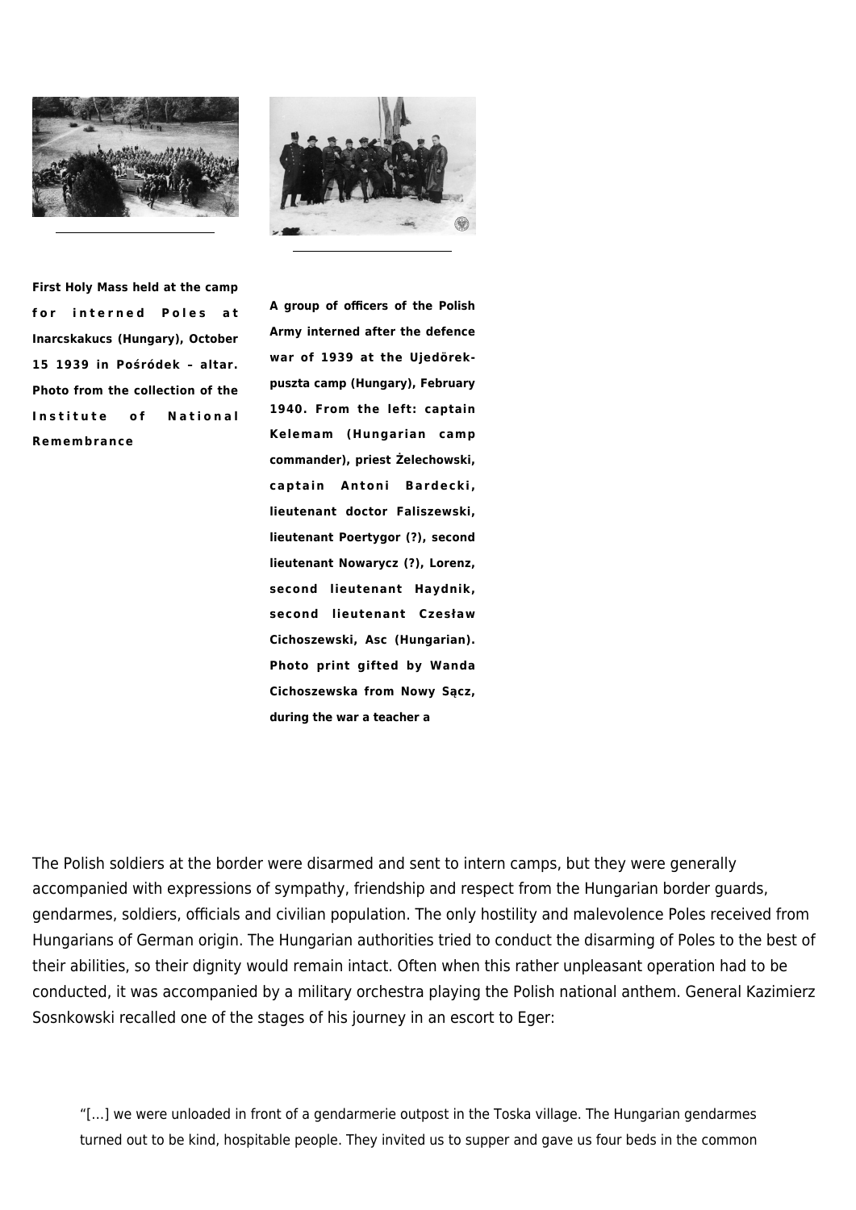**First Holy Mass held at the camp for interned Poles at Inarcskakucs (Hungary), October 15 1939 in Pośródek – altar. Photo from the collection of the Institute of National Remembrance**

**A group of officers of the Polish Army interned after the defence war of 1939 at the Ujedörek-puszta camp (Hungary), February 1940. From the left: captain Kelemam (Hungarian camp commander), priest Żelechowski, captain Antoni Bardecki, lieutenant doctor Faliszewski, lieutenant Poertygor (?), second lieutenant Nowarycz (?), Lorenz, second lieutenant Haydnik, second lieutenant Czesław Cichoszewski, Asc (Hungarian). Photo print gifted by Wanda Cichoszewska from Nowy Sącz, during the war a teacher a**

The Polish soldiers at the border were disarmed and sent to intern camps, but they were generally accompanied with expressions of sympathy, friendship and respect from the Hungarian border guards, gendarmes, soldiers, officials and civilian population. The only hostility and malevolence Poles received from Hungarians of German origin. The Hungarian authorities tried to conduct the disarming of Poles to the best of their abilities, so their dignity would remain intact. Often when this rather unpleasant operation had to be conducted, it was accompanied by a military orchestra playing the Polish national anthem. General Kazimierz Sosnkowski recalled one of the stages of his journey in an escort to Eger:

> "[…] we were unloaded in front of a gendarmerie outpost in the Toska village. The Hungarian gendarmes turned out to be kind, hospitable people. They invited us to supper and gave us four beds in the common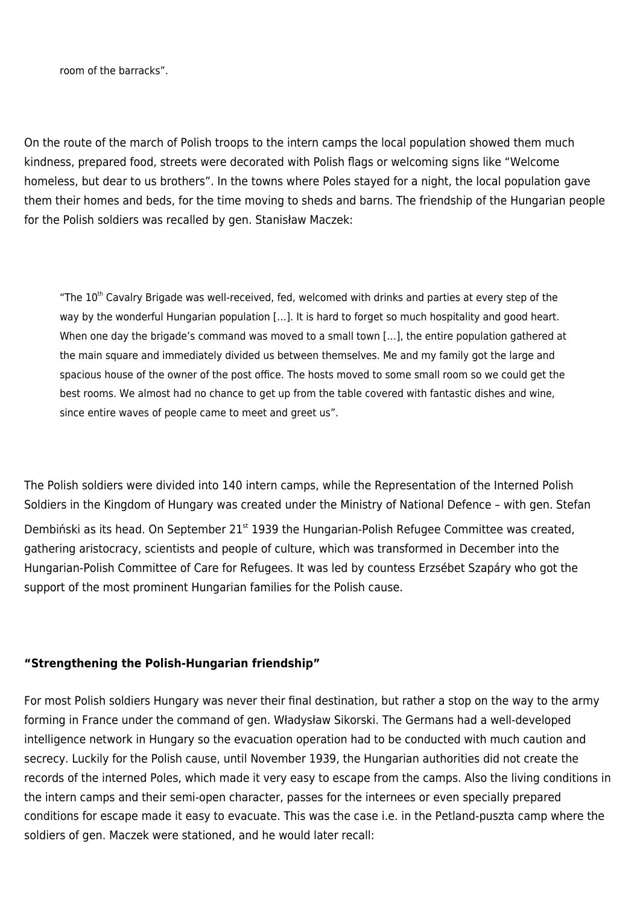> room of the barracks".

On the route of the march of Polish troops to the intern camps the local population showed them much kindness, prepared food, streets were decorated with Polish flags or welcoming signs like "Welcome homeless, but dear to us brothers". In the towns where Poles stayed for a night, the local population gave them their homes and beds, for the time moving to sheds and barns. The friendship of the Hungarian people for the Polish soldiers was recalled by gen. Stanisław Maczek:

> "The 10th Cavalry Brigade was well-received, fed, welcomed with drinks and parties at every step of the way by the wonderful Hungarian population […]. It is hard to forget so much hospitality and good heart. When one day the brigade's command was moved to a small town […], the entire population gathered at the main square and immediately divided us between themselves. Me and my family got the large and spacious house of the owner of the post office. The hosts moved to some small room so we could get the best rooms. We almost had no chance to get up from the table covered with fantastic dishes and wine, since entire waves of people came to meet and greet us".

The Polish soldiers were divided into 140 intern camps, while the Representation of the Interned Polish Soldiers in the Kingdom of Hungary was created under the Ministry of National Defence – with gen. Stefan Dembiński as its head. On September 21st 1939 the Hungarian-Polish Refugee Committee was created, gathering aristocracy, scientists and people of culture, which was transformed in December into the Hungarian-Polish Committee of Care for Refugees. It was led by countess Erzsébet Szapáry who got the support of the most prominent Hungarian families for the Polish cause.

**"Strengthening the Polish-Hungarian friendship"**

For most Polish soldiers Hungary was never their final destination, but rather a stop on the way to the army forming in France under the command of gen. Władysław Sikorski. The Germans had a well-developed intelligence network in Hungary so the evacuation operation had to be conducted with much caution and secrecy. Luckily for the Polish cause, until November 1939, the Hungarian authorities did not create the records of the interned Poles, which made it very easy to escape from the camps. Also the living conditions in the intern camps and their semi-open character, passes for the internees or even specially prepared conditions for escape made it easy to evacuate. This was the case i.e. in the Petland-puszta camp where the soldiers of gen. Maczek were stationed, and he would later recall: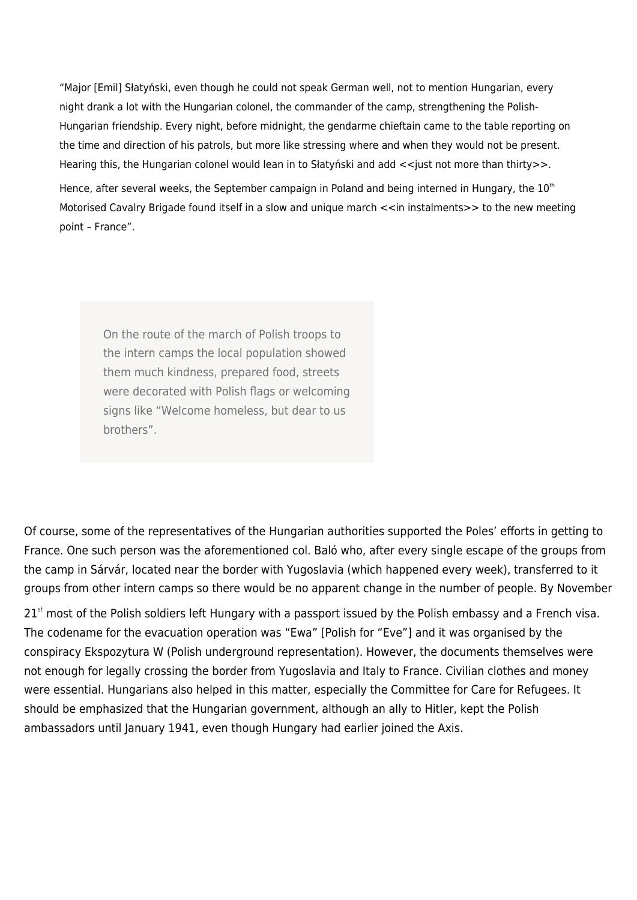> "Major [Emil] Słatyński, even though he could not speak German well, not to mention Hungarian, every night drank a lot with the Hungarian colonel, the commander of the camp, strengthening the Polish-Hungarian friendship. Every night, before midnight, the gendarme chieftain came to the table reporting on the time and direction of his patrols, but more like stressing where and when they would not be present. Hearing this, the Hungarian colonel would lean in to Słatyński and add <<just not more than thirty>>.
>
> Hence, after several weeks, the September campaign in Poland and being interned in Hungary, the 10th Motorised Cavalry Brigade found itself in a slow and unique march <<in instalments>> to the new meeting point – France".

> On the route of the march of Polish troops to the intern camps the local population showed them much kindness, prepared food, streets were decorated with Polish flags or welcoming signs like "Welcome homeless, but dear to us brothers".

Of course, some of the representatives of the Hungarian authorities supported the Poles' efforts in getting to France. One such person was the aforementioned col. Baló who, after every single escape of the groups from the camp in Sárvár, located near the border with Yugoslavia (which happened every week), transferred to it groups from other intern camps so there would be no apparent change in the number of people. By November 21st most of the Polish soldiers left Hungary with a passport issued by the Polish embassy and a French visa. The codename for the evacuation operation was "Ewa" [Polish for "Eve"] and it was organised by the conspiracy Ekspozytura W (Polish underground representation). However, the documents themselves were not enough for legally crossing the border from Yugoslavia and Italy to France. Civilian clothes and money were essential. Hungarians also helped in this matter, especially the Committee for Care for Refugees. It should be emphasized that the Hungarian government, although an ally to Hitler, kept the Polish ambassadors until January 1941, even though Hungary had earlier joined the Axis.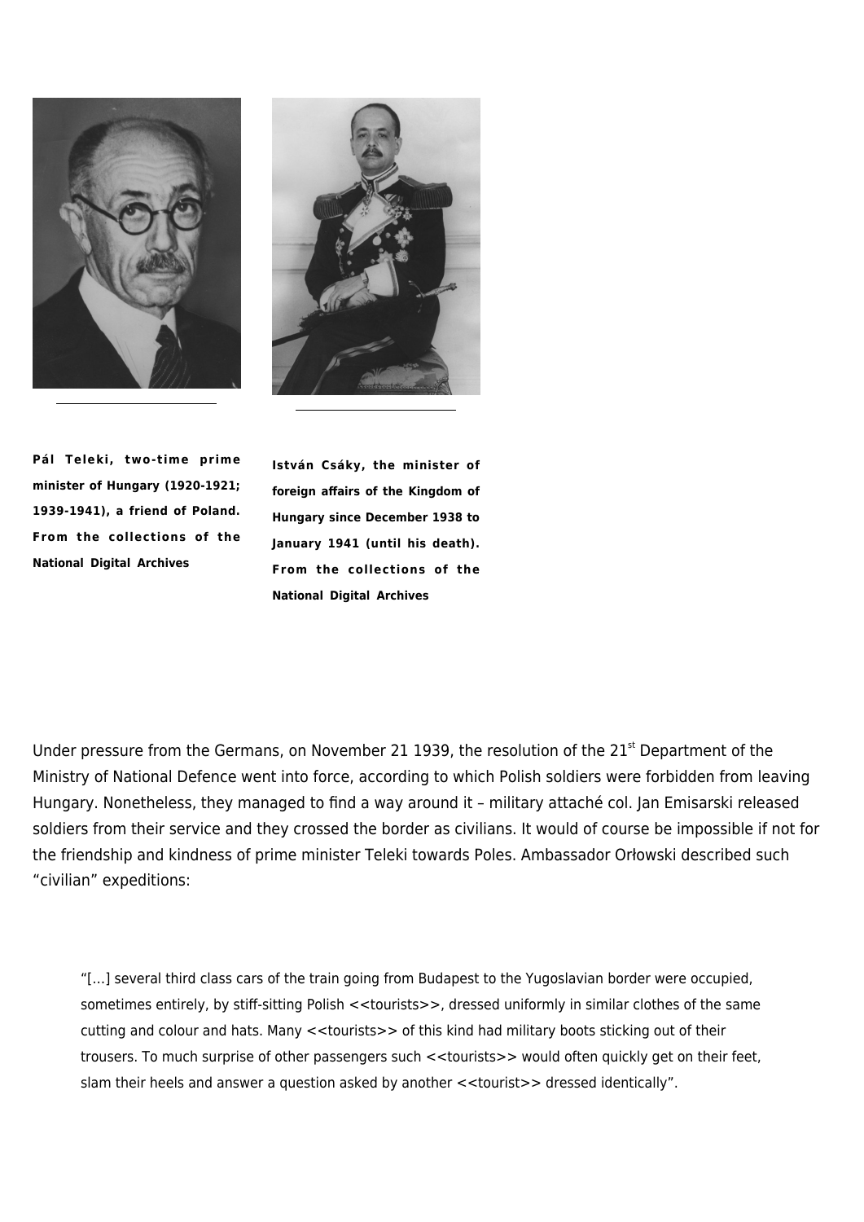**Pál Teleki, two-time prime minister of Hungary (1920-1921; 1939-1941), a friend of Poland. From the collections of the National Digital Archives**

**István Csáky, the minister of foreign affairs of the Kingdom of Hungary since December 1938 to January 1941 (until his death). From the collections of the National Digital Archives**

Under pressure from the Germans, on November 21 1939, the resolution of the 21st Department of the Ministry of National Defence went into force, according to which Polish soldiers were forbidden from leaving Hungary. Nonetheless, they managed to find a way around it – military attaché col. Jan Emisarski released soldiers from their service and they crossed the border as civilians. It would of course be impossible if not for the friendship and kindness of prime minister Teleki towards Poles. Ambassador Orłowski described such "civilian" expeditions:

> "[…] several third class cars of the train going from Budapest to the Yugoslavian border were occupied, sometimes entirely, by stiff-sitting Polish <<tourists>>, dressed uniformly in similar clothes of the same cutting and colour and hats. Many <<tourists>> of this kind had military boots sticking out of their trousers. To much surprise of other passengers such <<tourists>> would often quickly get on their feet, slam their heels and answer a question asked by another <<tourist>> dressed identically".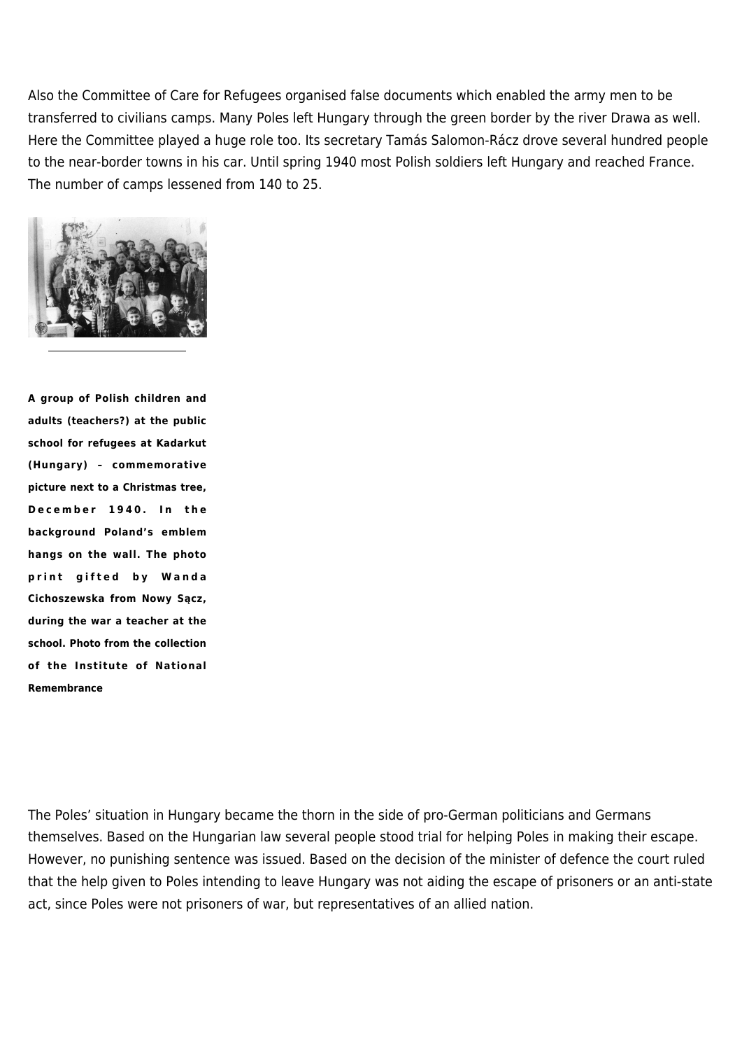Also the Committee of Care for Refugees organised false documents which enabled the army men to be transferred to civilians camps. Many Poles left Hungary through the green border by the river Drawa as well. Here the Committee played a huge role too. Its secretary Tamás Salomon-Rácz drove several hundred people to the near-border towns in his car. Until spring 1940 most Polish soldiers left Hungary and reached France. The number of camps lessened from 140 to 25.

**A group of Polish children and adults (teachers?) at the public school for refugees at Kadarkut (Hungary) – commemorative picture next to a Christmas tree, December 1940. In the background Poland's emblem hangs on the wall. The photo print gifted by Wanda Cichoszewska from Nowy Sącz, during the war a teacher at the school. Photo from the collection of the Institute of National Remembrance**

The Poles' situation in Hungary became the thorn in the side of pro-German politicians and Germans themselves. Based on the Hungarian law several people stood trial for helping Poles in making their escape. However, no punishing sentence was issued. Based on the decision of the minister of defence the court ruled that the help given to Poles intending to leave Hungary was not aiding the escape of prisoners or an anti-state act, since Poles were not prisoners of war, but representatives of an allied nation.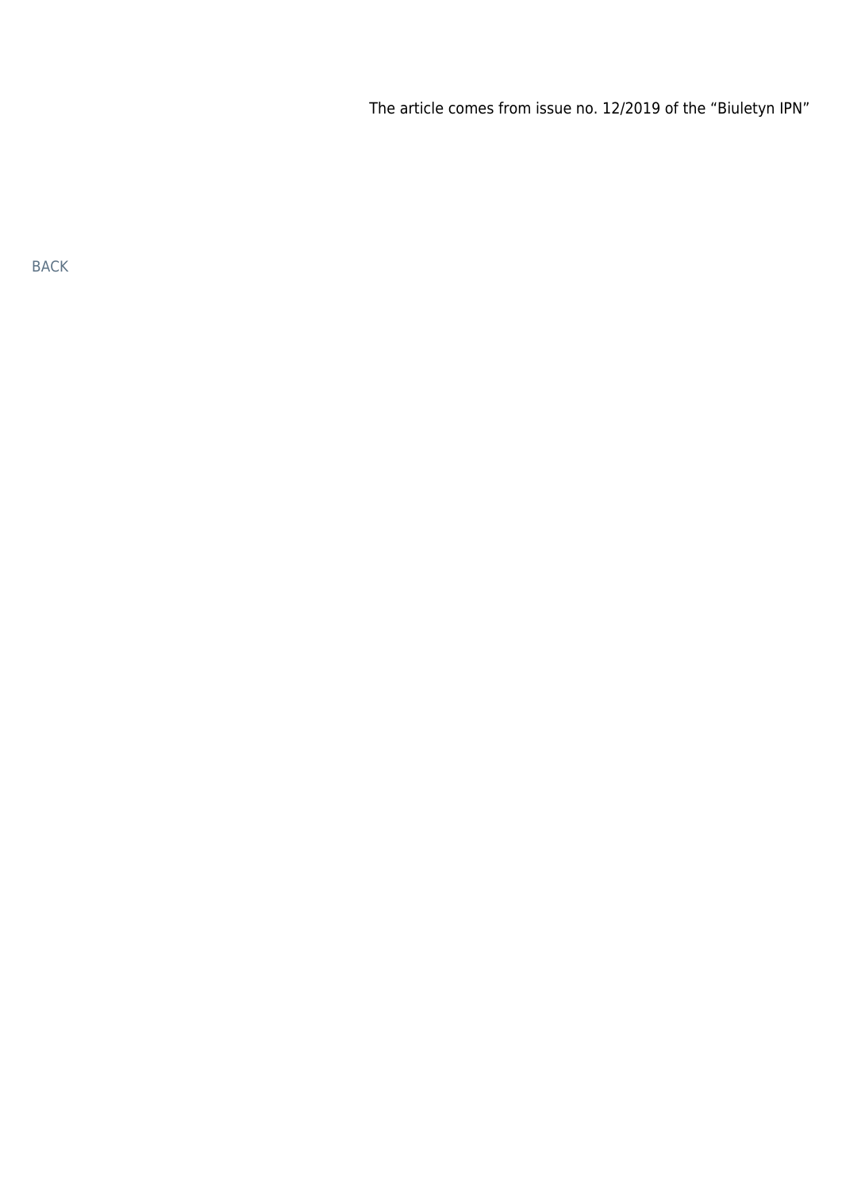The article comes from issue no. 12/2019 of the “Biuletyn IPN”

BACK